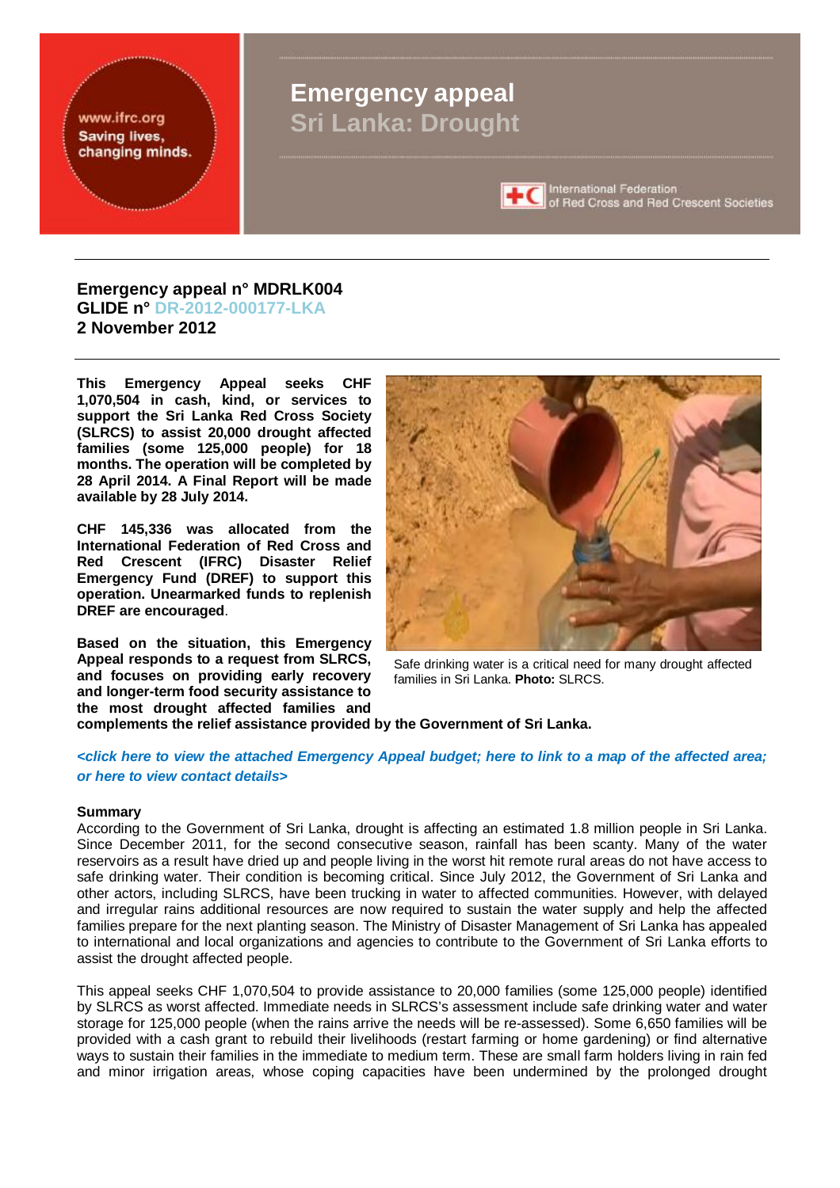www.ifrc.org
Saving lives, changing minds.

# Emergency appeal
## Sri Lanka: Drought

International Federation of Red Cross and Red Crescent Societies

**Emergency appeal n° MDRLK004**
**GLIDE n° DR-2012-000177-LKA**
**2 November 2012**

**This Emergency Appeal seeks CHF 1,070,504 in cash, kind, or services to support the Sri Lanka Red Cross Society (SLRCS) to assist 20,000 drought affected families (some 125,000 people) for 18 months. The operation will be completed by 28 April 2014. A Final Report will be made available by 28 July 2014.**

**CHF 145,336 was allocated from the International Federation of Red Cross and Red Crescent (IFRC) Disaster Relief Emergency Fund (DREF) to support this operation. Unearmarked funds to replenish DREF are encouraged**.

Safe drinking water is a critical need for many drought affected families in Sri Lanka. **Photo:** SLRCS.

**Based on the situation, this Emergency Appeal responds to a request from SLRCS, and focuses on providing early recovery and longer-term food security assistance to the most drought affected families and complements the relief assistance provided by the Government of Sri Lanka.**

***<click here to view the attached Emergency Appeal budget; here to link to a map of the affected area; or here to view contact details>***

**Summary**

According to the Government of Sri Lanka, drought is affecting an estimated 1.8 million people in Sri Lanka. Since December 2011, for the second consecutive season, rainfall has been scanty. Many of the water reservoirs as a result have dried up and people living in the worst hit remote rural areas do not have access to safe drinking water. Their condition is becoming critical. Since July 2012, the Government of Sri Lanka and other actors, including SLRCS, have been trucking in water to affected communities. However, with delayed and irregular rains additional resources are now required to sustain the water supply and help the affected families prepare for the next planting season. The Ministry of Disaster Management of Sri Lanka has appealed to international and local organizations and agencies to contribute to the Government of Sri Lanka efforts to assist the drought affected people.

This appeal seeks CHF 1,070,504 to provide assistance to 20,000 families (some 125,000 people) identified by SLRCS as worst affected. Immediate needs in SLRCS's assessment include safe drinking water and water storage for 125,000 people (when the rains arrive the needs will be re-assessed). Some 6,650 families will be provided with a cash grant to rebuild their livelihoods (restart farming or home gardening) or find alternative ways to sustain their families in the immediate to medium term. These are small farm holders living in rain fed and minor irrigation areas, whose coping capacities have been undermined by the prolonged drought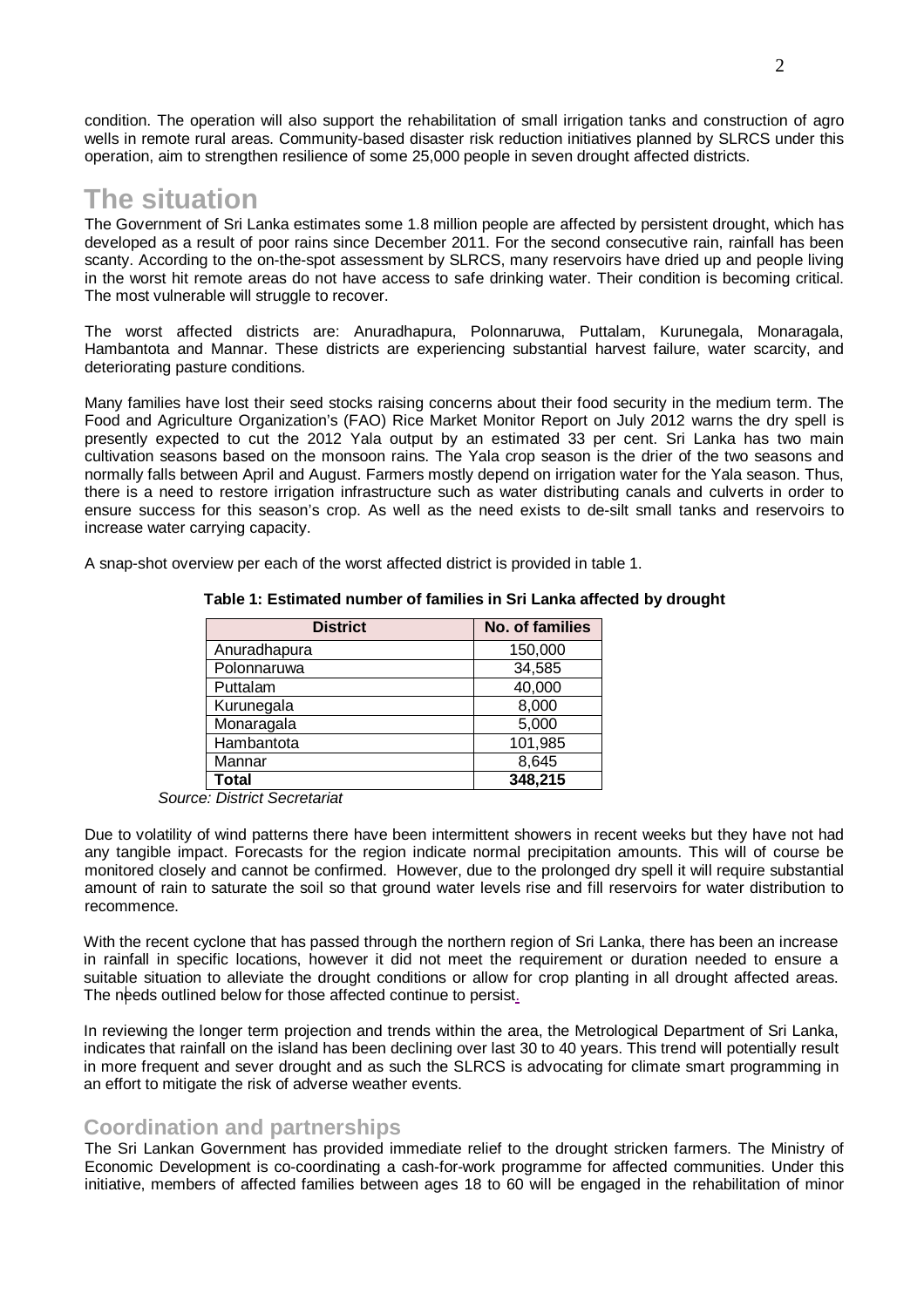condition. The operation will also support the rehabilitation of small irrigation tanks and construction of agro wells in remote rural areas. Community-based disaster risk reduction initiatives planned by SLRCS under this operation, aim to strengthen resilience of some 25,000 people in seven drought affected districts.

# The situation

The Government of Sri Lanka estimates some 1.8 million people are affected by persistent drought, which has developed as a result of poor rains since December 2011. For the second consecutive rain, rainfall has been scanty. According to the on-the-spot assessment by SLRCS, many reservoirs have dried up and people living in the worst hit remote areas do not have access to safe drinking water. Their condition is becoming critical. The most vulnerable will struggle to recover.

The worst affected districts are: Anuradhapura, Polonnaruwa, Puttalam, Kurunegala, Monaragala, Hambantota and Mannar. These districts are experiencing substantial harvest failure, water scarcity, and deteriorating pasture conditions.

Many families have lost their seed stocks raising concerns about their food security in the medium term. The Food and Agriculture Organization's (FAO) Rice Market Monitor Report on July 2012 warns the dry spell is presently expected to cut the 2012 Yala output by an estimated 33 per cent. Sri Lanka has two main cultivation seasons based on the monsoon rains. The Yala crop season is the drier of the two seasons and normally falls between April and August. Farmers mostly depend on irrigation water for the Yala season. Thus, there is a need to restore irrigation infrastructure such as water distributing canals and culverts in order to ensure success for this season's crop. As well as the need exists to de-silt small tanks and reservoirs to increase water carrying capacity.

A snap-shot overview per each of the worst affected district is provided in table 1.

**Table 1: Estimated number of families in Sri Lanka affected by drought**

| District | No. of families |
|---|---|
| Anuradhapura | 150,000 |
| Polonnaruwa | 34,585 |
| Puttalam | 40,000 |
| Kurunegala | 8,000 |
| Monaragala | 5,000 |
| Hambantota | 101,985 |
| Mannar | 8,645 |
| **Total** | **348,215** |

*Source: District Secretariat*

Due to volatility of wind patterns there have been intermittent showers in recent weeks but they have not had any tangible impact. Forecasts for the region indicate normal precipitation amounts. This will of course be monitored closely and cannot be confirmed. However, due to the prolonged dry spell it will require substantial amount of rain to saturate the soil so that ground water levels rise and fill reservoirs for water distribution to recommence.

With the recent cyclone that has passed through the northern region of Sri Lanka, there has been an increase in rainfall in specific locations, however it did not meet the requirement or duration needed to ensure a suitable situation to alleviate the drought conditions or allow for crop planting in all drought affected areas. The needs outlined below for those affected continue to persist.

In reviewing the longer term projection and trends within the area, the Metrological Department of Sri Lanka, indicates that rainfall on the island has been declining over last 30 to 40 years. This trend will potentially result in more frequent and sever drought and as such the SLRCS is advocating for climate smart programming in an effort to mitigate the risk of adverse weather events.

## Coordination and partnerships

The Sri Lankan Government has provided immediate relief to the drought stricken farmers. The Ministry of Economic Development is co-coordinating a cash-for-work programme for affected communities. Under this initiative, members of affected families between ages 18 to 60 will be engaged in the rehabilitation of minor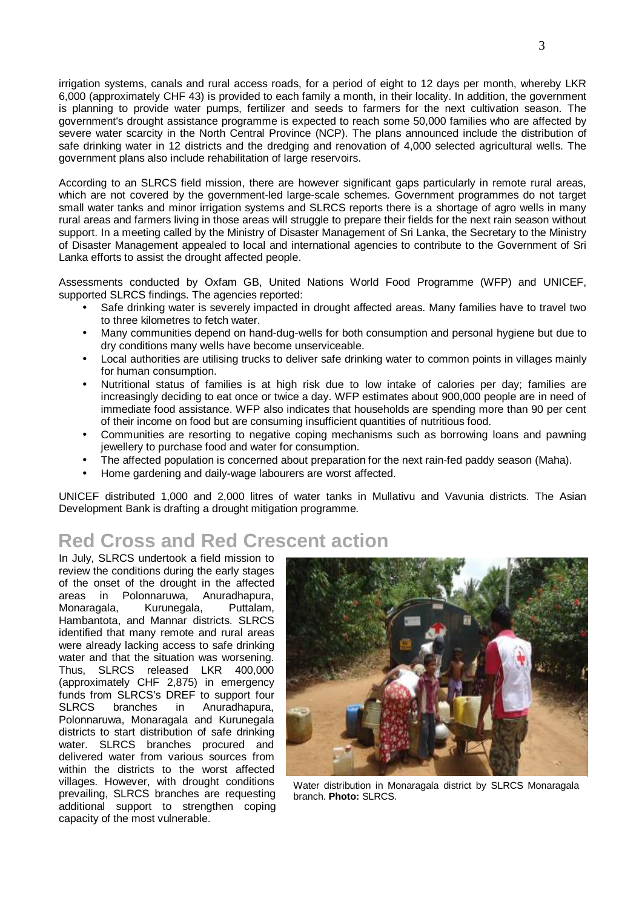irrigation systems, canals and rural access roads, for a period of eight to 12 days per month, whereby LKR 6,000 (approximately CHF 43) is provided to each family a month, in their locality. In addition, the government is planning to provide water pumps, fertilizer and seeds to farmers for the next cultivation season. The government's drought assistance programme is expected to reach some 50,000 families who are affected by severe water scarcity in the North Central Province (NCP). The plans announced include the distribution of safe drinking water in 12 districts and the dredging and renovation of 4,000 selected agricultural wells. The government plans also include rehabilitation of large reservoirs.

According to an SLRCS field mission, there are however significant gaps particularly in remote rural areas, which are not covered by the government-led large-scale schemes. Government programmes do not target small water tanks and minor irrigation systems and SLRCS reports there is a shortage of agro wells in many rural areas and farmers living in those areas will struggle to prepare their fields for the next rain season without support. In a meeting called by the Ministry of Disaster Management of Sri Lanka, the Secretary to the Ministry of Disaster Management appealed to local and international agencies to contribute to the Government of Sri Lanka efforts to assist the drought affected people.

Assessments conducted by Oxfam GB, United Nations World Food Programme (WFP) and UNICEF, supported SLRCS findings. The agencies reported:

- Safe drinking water is severely impacted in drought affected areas. Many families have to travel two to three kilometres to fetch water.
- Many communities depend on hand-dug-wells for both consumption and personal hygiene but due to dry conditions many wells have become unserviceable.
- Local authorities are utilising trucks to deliver safe drinking water to common points in villages mainly for human consumption.
- Nutritional status of families is at high risk due to low intake of calories per day; families are increasingly deciding to eat once or twice a day. WFP estimates about 900,000 people are in need of immediate food assistance. WFP also indicates that households are spending more than 90 per cent of their income on food but are consuming insufficient quantities of nutritious food.
- Communities are resorting to negative coping mechanisms such as borrowing loans and pawning jewellery to purchase food and water for consumption.
- The affected population is concerned about preparation for the next rain-fed paddy season (Maha).
- Home gardening and daily-wage labourers are worst affected.

UNICEF distributed 1,000 and 2,000 litres of water tanks in Mullativu and Vavunia districts. The Asian Development Bank is drafting a drought mitigation programme.

# Red Cross and Red Crescent action

In July, SLRCS undertook a field mission to review the conditions during the early stages of the onset of the drought in the affected areas in Polonnaruwa, Anuradhapura, Monaragala, Kurunegala, Puttalam, Hambantota, and Mannar districts. SLRCS identified that many remote and rural areas were already lacking access to safe drinking water and that the situation was worsening. Thus, SLRCS released LKR 400,000 (approximately CHF 2,875) in emergency funds from SLRCS's DREF to support four SLRCS branches in Anuradhapura, Polonnaruwa, Monaragala and Kurunegala districts to start distribution of safe drinking water. SLRCS branches procured and delivered water from various sources from within the districts to the worst affected villages. However, with drought conditions prevailing, SLRCS branches are requesting additional support to strengthen coping capacity of the most vulnerable.

Water distribution in Monaragala district by SLRCS Monaragala branch. **Photo:** SLRCS.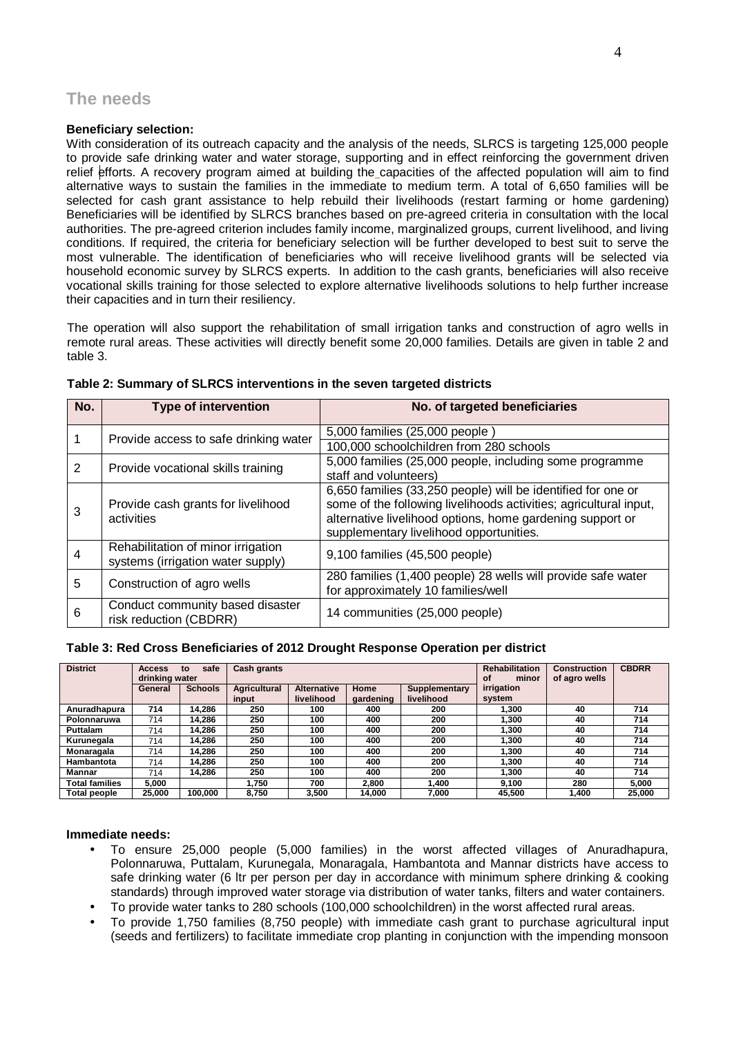## The needs

**Beneficiary selection:**

With consideration of its outreach capacity and the analysis of the needs, SLRCS is targeting 125,000 people to provide safe drinking water and water storage, supporting and in effect reinforcing the government driven relief efforts. A recovery program aimed at building the capacities of the affected population will aim to find alternative ways to sustain the families in the immediate to medium term. A total of 6,650 families will be selected for cash grant assistance to help rebuild their livelihoods (restart farming or home gardening) Beneficiaries will be identified by SLRCS branches based on pre-agreed criteria in consultation with the local authorities. The pre-agreed criterion includes family income, marginalized groups, current livelihood, and living conditions. If required, the criteria for beneficiary selection will be further developed to best suit to serve the most vulnerable. The identification of beneficiaries who will receive livelihood grants will be selected via household economic survey by SLRCS experts. In addition to the cash grants, beneficiaries will also receive vocational skills training for those selected to explore alternative livelihoods solutions to help further increase their capacities and in turn their resiliency.

The operation will also support the rehabilitation of small irrigation tanks and construction of agro wells in remote rural areas. These activities will directly benefit some 20,000 families. Details are given in table 2 and table 3.

**Table 2: Summary of SLRCS interventions in the seven targeted districts**

| No. | Type of intervention | No. of targeted beneficiaries |
|---|---|---|
| 1 | Provide access to safe drinking water | 5,000 families (25,000 people ) |
| | | 100,000 schoolchildren from 280 schools |
| 2 | Provide vocational skills training | 5,000 families (25,000 people, including some programme staff and volunteers) |
| 3 | Provide cash grants for livelihood activities | 6,650 families (33,250 people) will be identified for one or some of the following livelihoods activities; agricultural input, alternative livelihood options, home gardening support or supplementary livelihood opportunities. |
| 4 | Rehabilitation of minor irrigation systems (irrigation water supply) | 9,100 families (45,500 people) |
| 5 | Construction of agro wells | 280 families (1,400 people) 28 wells will provide safe water for approximately 10 families/well |
| 6 | Conduct community based disaster risk reduction (CBDRR) | 14 communities (25,000 people) |

**Table 3: Red Cross Beneficiaries of 2012 Drought Response Operation per district**

| District | Access to safe drinking water | | Cash grants | | | | Rehabilitation of minor irrigation system | Construction of agro wells | CBDRR |
|---|---|---|---|---|---|---|---|---|---|
| | General | Schools | Agricultural input | Alternative livelihood | Home gardening | Supplementary livelihood | | | |
| Anuradhapura | 714 | 14,286 | 250 | 100 | 400 | 200 | 1,300 | 40 | 714 |
| Polonnaruwa | 714 | 14,286 | 250 | 100 | 400 | 200 | 1,300 | 40 | 714 |
| Puttalam | 714 | 14,286 | 250 | 100 | 400 | 200 | 1,300 | 40 | 714 |
| Kurunegala | 714 | 14,286 | 250 | 100 | 400 | 200 | 1,300 | 40 | 714 |
| Monaragala | 714 | 14,286 | 250 | 100 | 400 | 200 | 1,300 | 40 | 714 |
| Hambantota | 714 | 14,286 | 250 | 100 | 400 | 200 | 1,300 | 40 | 714 |
| Mannar | 714 | 14,286 | 250 | 100 | 400 | 200 | 1,300 | 40 | 714 |
| Total families | 5,000 | | 1,750 | 700 | 2,800 | 1,400 | 9,100 | 280 | 5,000 |
| Total people | 25,000 | 100,000 | 8,750 | 3,500 | 14,000 | 7,000 | 45,500 | 1,400 | 25,000 |

**Immediate needs:**

- To ensure 25,000 people (5,000 families) in the worst affected villages of Anuradhapura, Polonnaruwa, Puttalam, Kurunegala, Monaragala, Hambantota and Mannar districts have access to safe drinking water (6 ltr per person per day in accordance with minimum sphere drinking & cooking standards) through improved water storage via distribution of water tanks, filters and water containers.
- To provide water tanks to 280 schools (100,000 schoolchildren) in the worst affected rural areas.
- To provide 1,750 families (8,750 people) with immediate cash grant to purchase agricultural input (seeds and fertilizers) to facilitate immediate crop planting in conjunction with the impending monsoon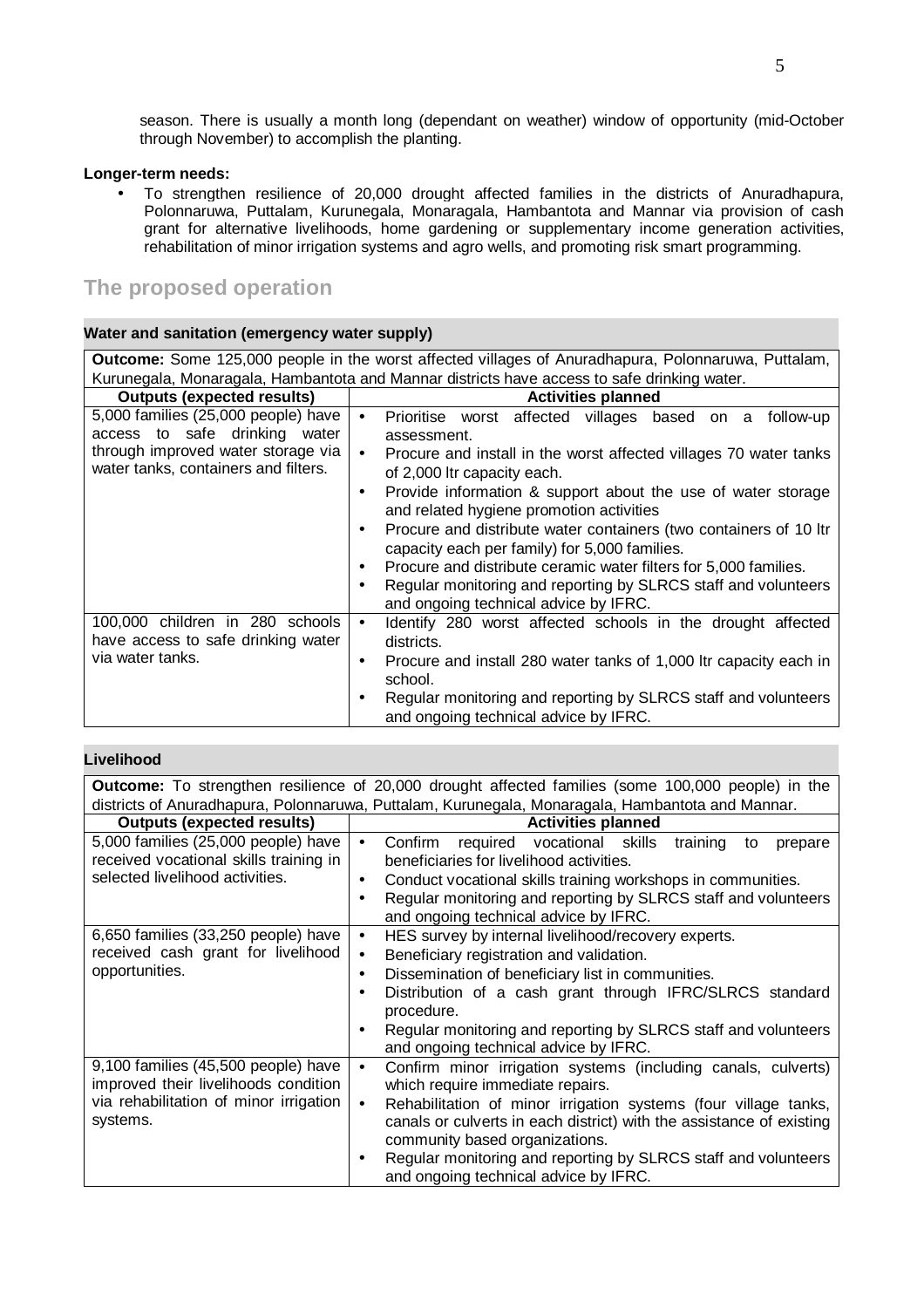season. There is usually a month long (dependant on weather) window of opportunity (mid-October through November) to accomplish the planting.

**Longer-term needs:**

- To strengthen resilience of 20,000 drought affected families in the districts of Anuradhapura, Polonnaruwa, Puttalam, Kurunegala, Monaragala, Hambantota and Mannar via provision of cash grant for alternative livelihoods, home gardening or supplementary income generation activities, rehabilitation of minor irrigation systems and agro wells, and promoting risk smart programming.

## The proposed operation

**Water and sanitation (emergency water supply)**

**Outcome:** Some 125,000 people in the worst affected villages of Anuradhapura, Polonnaruwa, Puttalam, Kurunegala, Monaragala, Hambantota and Mannar districts have access to safe drinking water.

| Outputs (expected results) | Activities planned |
|---|---|
| 5,000 families (25,000 people) have access to safe drinking water through improved water storage via water tanks, containers and filters. | • Prioritise worst affected villages based on a follow-up assessment.<br>• Procure and install in the worst affected villages 70 water tanks of 2,000 ltr capacity each.<br>• Provide information & support about the use of water storage and related hygiene promotion activities<br>• Procure and distribute water containers (two containers of 10 ltr capacity each per family) for 5,000 families.<br>• Procure and distribute ceramic water filters for 5,000 families.<br>• Regular monitoring and reporting by SLRCS staff and volunteers and ongoing technical advice by IFRC. |
| 100,000 children in 280 schools have access to safe drinking water via water tanks. | • Identify 280 worst affected schools in the drought affected districts.<br>• Procure and install 280 water tanks of 1,000 ltr capacity each in school.<br>• Regular monitoring and reporting by SLRCS staff and volunteers and ongoing technical advice by IFRC. |

**Livelihood**

**Outcome:** To strengthen resilience of 20,000 drought affected families (some 100,000 people) in the districts of Anuradhapura, Polonnaruwa, Puttalam, Kurunegala, Monaragala, Hambantota and Mannar.

| Outputs (expected results) | Activities planned |
|---|---|
| 5,000 families (25,000 people) have received vocational skills training in selected livelihood activities. | • Confirm required vocational skills training to prepare beneficiaries for livelihood activities.<br>• Conduct vocational skills training workshops in communities.<br>• Regular monitoring and reporting by SLRCS staff and volunteers and ongoing technical advice by IFRC. |
| 6,650 families (33,250 people) have received cash grant for livelihood opportunities. | • HES survey by internal livelihood/recovery experts.<br>• Beneficiary registration and validation.<br>• Dissemination of beneficiary list in communities.<br>• Distribution of a cash grant through IFRC/SLRCS standard procedure.<br>• Regular monitoring and reporting by SLRCS staff and volunteers and ongoing technical advice by IFRC. |
| 9,100 families (45,500 people) have improved their livelihoods condition via rehabilitation of minor irrigation systems. | • Confirm minor irrigation systems (including canals, culverts) which require immediate repairs.<br>• Rehabilitation of minor irrigation systems (four village tanks, canals or culverts in each district) with the assistance of existing community based organizations.<br>• Regular monitoring and reporting by SLRCS staff and volunteers and ongoing technical advice by IFRC. |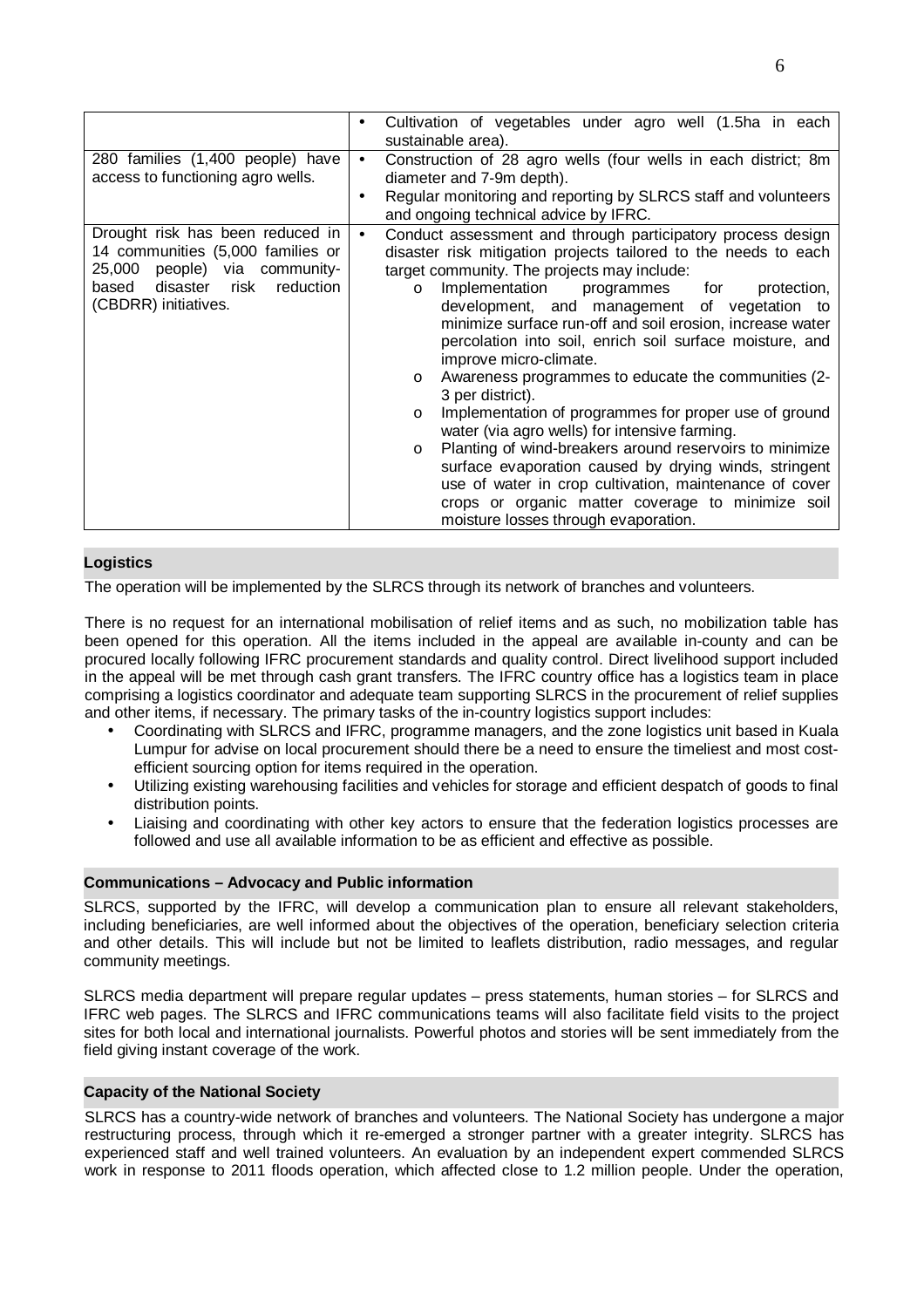| | |
|---|---|
| | • Cultivation of vegetables under agro well (1.5ha in each sustainable area). |
| 280 families (1,400 people) have access to functioning agro wells. | • Construction of 28 agro wells (four wells in each district; 8m diameter and 7-9m depth).<br>• Regular monitoring and reporting by SLRCS staff and volunteers and ongoing technical advice by IFRC. |
| Drought risk has been reduced in 14 communities (5,000 families or 25,000 people) via community-based disaster risk reduction (CBDRR) initiatives. | • Conduct assessment and through participatory process design disaster risk mitigation projects tailored to the needs to each target community. The projects may include:<br>o Implementation programmes for protection, development, and management of vegetation to minimize surface run-off and soil erosion, increase water percolation into soil, enrich soil surface moisture, and improve micro-climate.<br>o Awareness programmes to educate the communities (2-3 per district).<br>o Implementation of programmes for proper use of ground water (via agro wells) for intensive farming.<br>o Planting of wind-breakers around reservoirs to minimize surface evaporation caused by drying winds, stringent use of water in crop cultivation, maintenance of cover crops or organic matter coverage to minimize soil moisture losses through evaporation. |

## Logistics

The operation will be implemented by the SLRCS through its network of branches and volunteers.

There is no request for an international mobilisation of relief items and as such, no mobilization table has been opened for this operation. All the items included in the appeal are available in-county and can be procured locally following IFRC procurement standards and quality control. Direct livelihood support included in the appeal will be met through cash grant transfers. The IFRC country office has a logistics team in place comprising a logistics coordinator and adequate team supporting SLRCS in the procurement of relief supplies and other items, if necessary. The primary tasks of the in-country logistics support includes:

- Coordinating with SLRCS and IFRC, programme managers, and the zone logistics unit based in Kuala Lumpur for advise on local procurement should there be a need to ensure the timeliest and most cost-efficient sourcing option for items required in the operation.
- Utilizing existing warehousing facilities and vehicles for storage and efficient despatch of goods to final distribution points.
- Liaising and coordinating with other key actors to ensure that the federation logistics processes are followed and use all available information to be as efficient and effective as possible.

## Communications – Advocacy and Public information

SLRCS, supported by the IFRC, will develop a communication plan to ensure all relevant stakeholders, including beneficiaries, are well informed about the objectives of the operation, beneficiary selection criteria and other details. This will include but not be limited to leaflets distribution, radio messages, and regular community meetings.

SLRCS media department will prepare regular updates – press statements, human stories – for SLRCS and IFRC web pages. The SLRCS and IFRC communications teams will also facilitate field visits to the project sites for both local and international journalists. Powerful photos and stories will be sent immediately from the field giving instant coverage of the work.

## Capacity of the National Society

SLRCS has a country-wide network of branches and volunteers. The National Society has undergone a major restructuring process, through which it re-emerged a stronger partner with a greater integrity. SLRCS has experienced staff and well trained volunteers. An evaluation by an independent expert commended SLRCS work in response to 2011 floods operation, which affected close to 1.2 million people. Under the operation,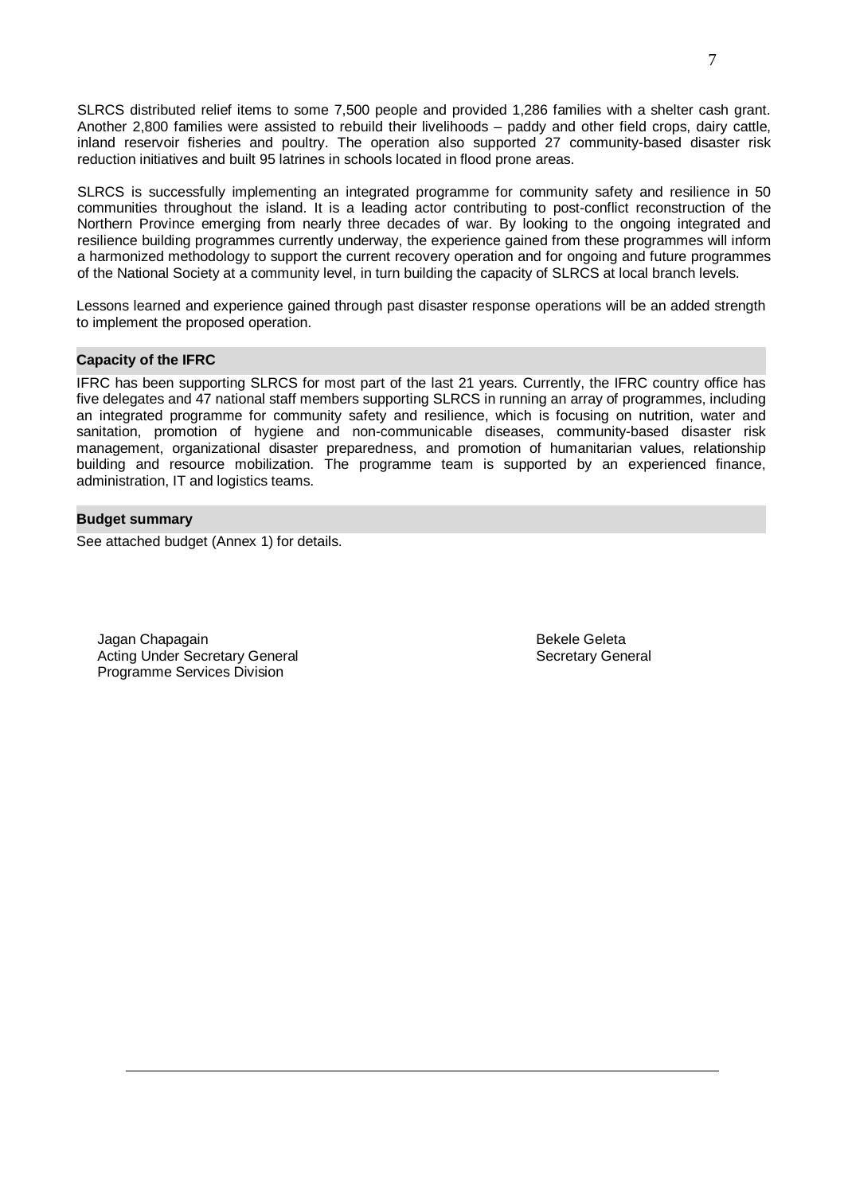SLRCS distributed relief items to some 7,500 people and provided 1,286 families with a shelter cash grant. Another 2,800 families were assisted to rebuild their livelihoods – paddy and other field crops, dairy cattle, inland reservoir fisheries and poultry. The operation also supported 27 community-based disaster risk reduction initiatives and built 95 latrines in schools located in flood prone areas.

SLRCS is successfully implementing an integrated programme for community safety and resilience in 50 communities throughout the island. It is a leading actor contributing to post-conflict reconstruction of the Northern Province emerging from nearly three decades of war. By looking to the ongoing integrated and resilience building programmes currently underway, the experience gained from these programmes will inform a harmonized methodology to support the current recovery operation and for ongoing and future programmes of the National Society at a community level, in turn building the capacity of SLRCS at local branch levels.

Lessons learned and experience gained through past disaster response operations will be an added strength to implement the proposed operation.

**Capacity of the IFRC**

IFRC has been supporting SLRCS for most part of the last 21 years. Currently, the IFRC country office has five delegates and 47 national staff members supporting SLRCS in running an array of programmes, including an integrated programme for community safety and resilience, which is focusing on nutrition, water and sanitation, promotion of hygiene and non-communicable diseases, community-based disaster risk management, organizational disaster preparedness, and promotion of humanitarian values, relationship building and resource mobilization. The programme team is supported by an experienced finance, administration, IT and logistics teams.

**Budget summary**

See attached budget (Annex 1) for details.

Jagan Chapagain
Acting Under Secretary General
Programme Services Division

Bekele Geleta
Secretary General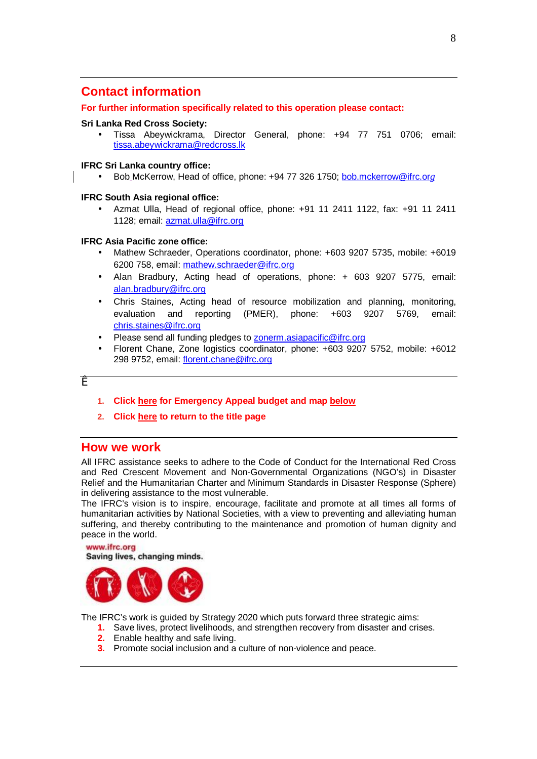## Contact information

**For further information specifically related to this operation please contact:**

**Sri Lanka Red Cross Society:**

- Tissa Abeywickrama, Director General, phone: +94 77 751 0706; email: tissa.abeywickrama@redcross.lk

**IFRC Sri Lanka country office:**

- Bob McKerrow, Head of office, phone: +94 77 326 1750; bob.mckerrow@ifrc.org

**IFRC South Asia regional office:**

- Azmat Ulla, Head of regional office, phone: +91 11 2411 1122, fax: +91 11 2411 1128; email: azmat.ulla@ifrc.org

**IFRC Asia Pacific zone office:**

- Mathew Schraeder, Operations coordinator, phone: +603 9207 5735, mobile: +6019 6200 758, email: mathew.schraeder@ifrc.org
- Alan Bradbury, Acting head of operations, phone: + 603 9207 5775, email: alan.bradbury@ifrc.org
- Chris Staines, Acting head of resource mobilization and planning, monitoring, evaluation and reporting (PMER), phone: +603 9207 5769, email: chris.staines@ifrc.org
- Please send all funding pledges to zonerm.asiapacific@ifrc.org
- Florent Chane, Zone logistics coordinator, phone: +603 9207 5752, mobile: +6012 298 9752, email: florent.chane@ifrc.org

Ê

1. **Click here for Emergency Appeal budget and map below**
2. **Click here to return to the title page**

## How we work

All IFRC assistance seeks to adhere to the Code of Conduct for the International Red Cross and Red Crescent Movement and Non-Governmental Organizations (NGO's) in Disaster Relief and the Humanitarian Charter and Minimum Standards in Disaster Response (Sphere) in delivering assistance to the most vulnerable.

The IFRC's vision is to inspire, encourage, facilitate and promote at all times all forms of humanitarian activities by National Societies, with a view to preventing and alleviating human suffering, and thereby contributing to the maintenance and promotion of human dignity and peace in the world.

www.ifrc.org
**Saving lives, changing minds.**

The IFRC's work is guided by Strategy 2020 which puts forward three strategic aims:

1. Save lives, protect livelihoods, and strengthen recovery from disaster and crises.
2. Enable healthy and safe living.
3. Promote social inclusion and a culture of non-violence and peace.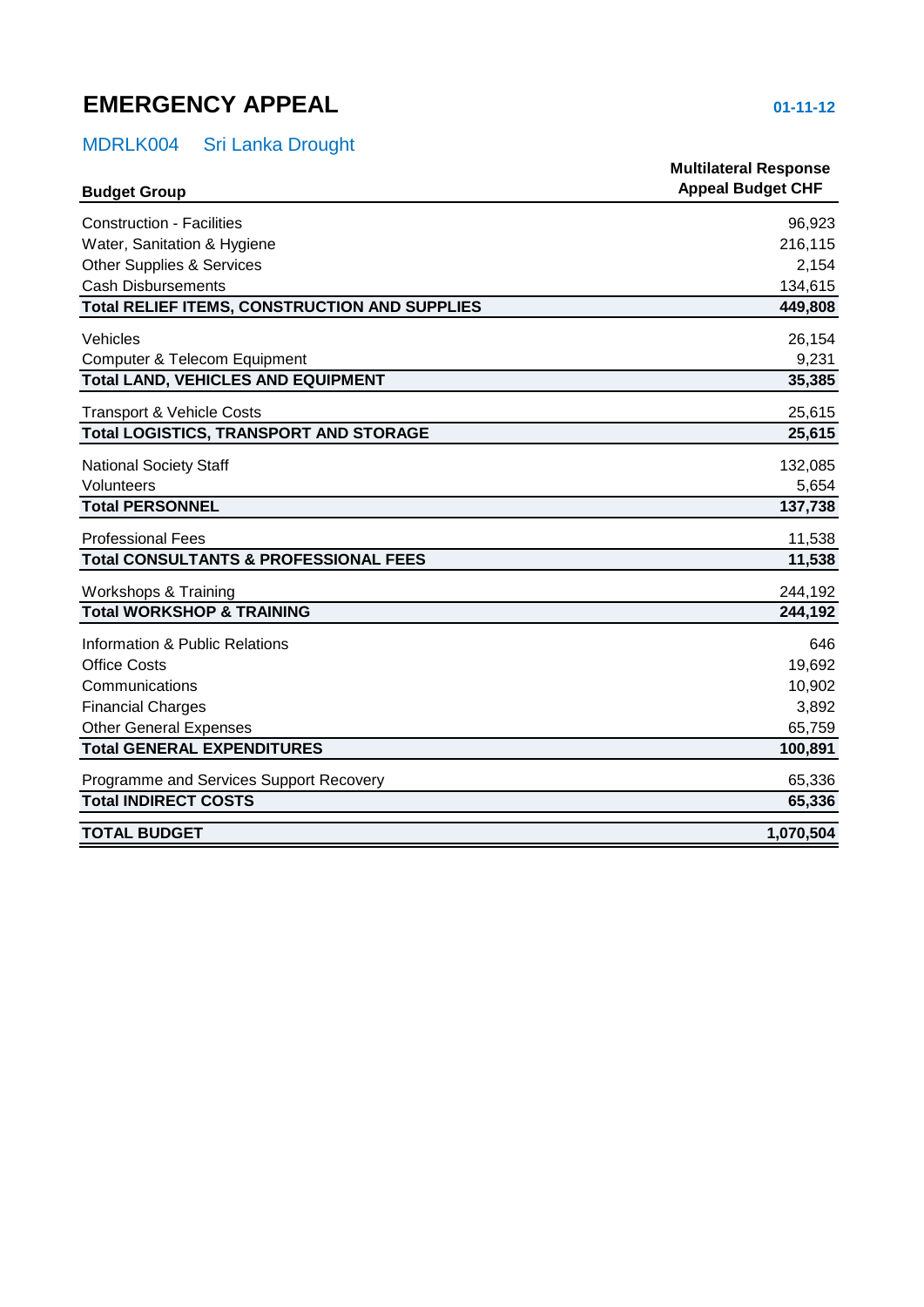# EMERGENCY APPEAL

**01-11-12**

## MDRLK004 Sri Lanka Drought

| Budget Group | Multilateral Response Appeal Budget CHF |
|---|---|
| Construction - Facilities | 96,923 |
| Water, Sanitation & Hygiene | 216,115 |
| Other Supplies & Services | 2,154 |
| Cash Disbursements | 134,615 |
| **Total RELIEF ITEMS, CONSTRUCTION AND SUPPLIES** | **449,808** |
| Vehicles | 26,154 |
| Computer & Telecom Equipment | 9,231 |
| **Total LAND, VEHICLES AND EQUIPMENT** | **35,385** |
| Transport & Vehicle Costs | 25,615 |
| **Total LOGISTICS, TRANSPORT AND STORAGE** | **25,615** |
| National Society Staff | 132,085 |
| Volunteers | 5,654 |
| **Total PERSONNEL** | **137,738** |
| Professional Fees | 11,538 |
| **Total CONSULTANTS & PROFESSIONAL FEES** | **11,538** |
| Workshops & Training | 244,192 |
| **Total WORKSHOP & TRAINING** | **244,192** |
| Information & Public Relations | 646 |
| Office Costs | 19,692 |
| Communications | 10,902 |
| Financial Charges | 3,892 |
| Other General Expenses | 65,759 |
| **Total GENERAL EXPENDITURES** | **100,891** |
| Programme and Services Support Recovery | 65,336 |
| **Total INDIRECT COSTS** | **65,336** |
| **TOTAL BUDGET** | **1,070,504** |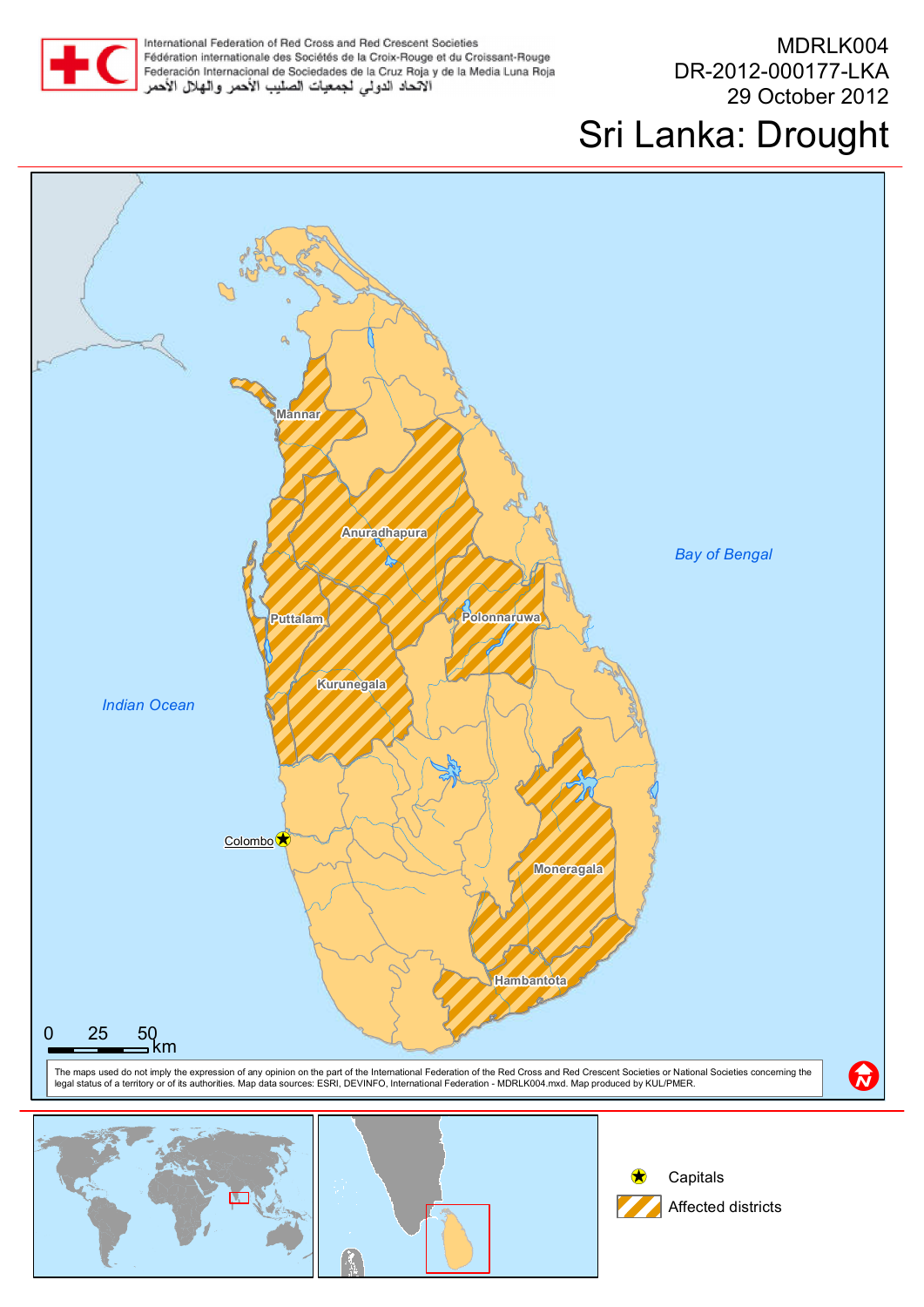International Federation of Red Cross and Red Crescent Societies
Fédération internationale des Sociétés de la Croix-Rouge et du Croissant-Rouge
Federación Internacional de Sociedades de la Cruz Roja y de la Media Luna Roja
الاتحاد الدولي لجمعيات الصليب الأحمر والهلال الأحمر

MDRLK004
DR-2012-000177-LKA
29 October 2012

# Sri Lanka: Drought

Mannar
Anuradhapura
Polonnaruwa
Puttalam
Kurunegala
Colombo
Moneragala
Hambantota
Indian Ocean
Bay of Bengal

0 25 50 km

The maps used do not imply the expression of any opinion on the part of the International Federation of the Red Cross and Red Crescent Societies or National Societies concerning the legal status of a territory or of its authorities. Map data sources: ESRI, DEVINFO, International Federation - MDRLK004.mxd. Map produced by KUL/PMER.

Capitals
Affected districts